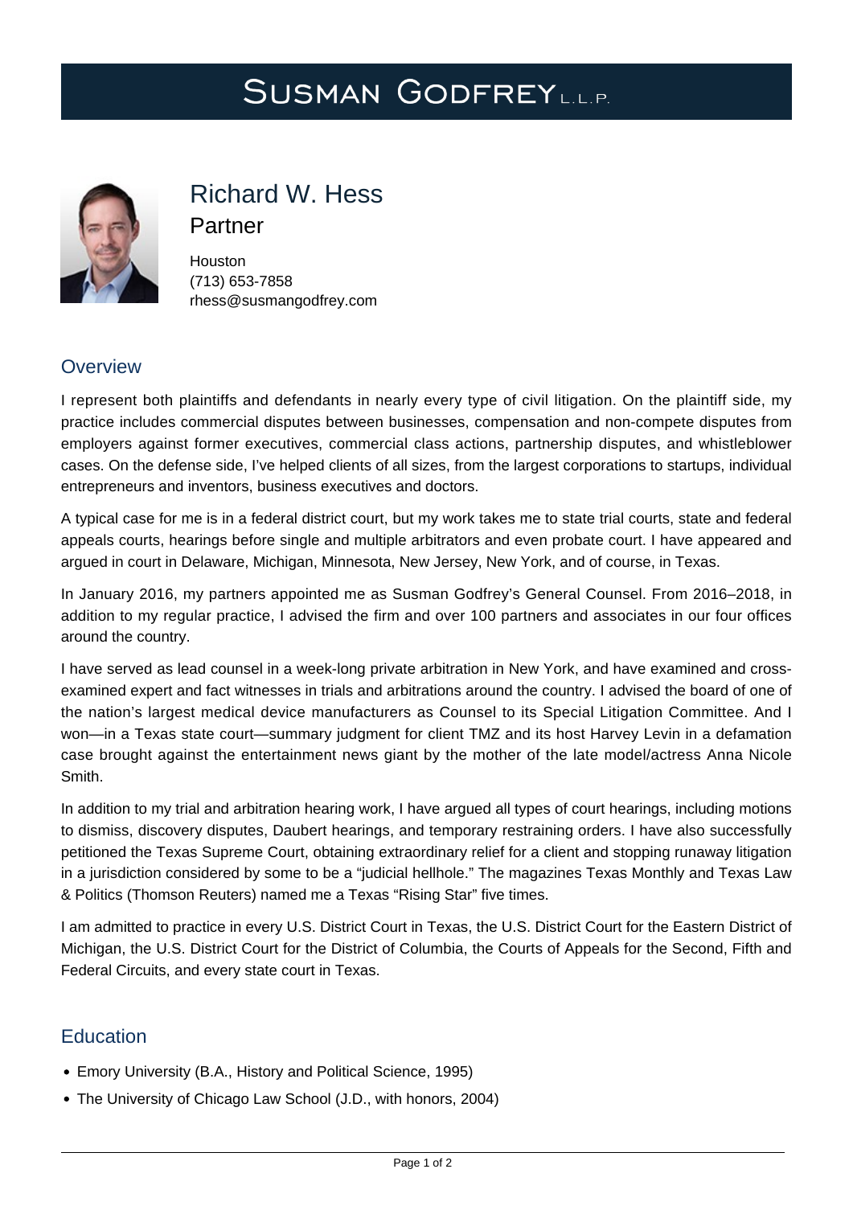# SUSMAN GODFREY L.L.P.

## Richard W. Hess

### Partner

Houston
(713) 653-7858
rhess@susmangodfrey.com

## Overview

I represent both plaintiffs and defendants in nearly every type of civil litigation. On the plaintiff side, my practice includes commercial disputes between businesses, compensation and non-compete disputes from employers against former executives, commercial class actions, partnership disputes, and whistleblower cases. On the defense side, I've helped clients of all sizes, from the largest corporations to startups, individual entrepreneurs and inventors, business executives and doctors.

A typical case for me is in a federal district court, but my work takes me to state trial courts, state and federal appeals courts, hearings before single and multiple arbitrators and even probate court. I have appeared and argued in court in Delaware, Michigan, Minnesota, New Jersey, New York, and of course, in Texas.

In January 2016, my partners appointed me as Susman Godfrey's General Counsel. From 2016–2018, in addition to my regular practice, I advised the firm and over 100 partners and associates in our four offices around the country.

I have served as lead counsel in a week-long private arbitration in New York, and have examined and cross-examined expert and fact witnesses in trials and arbitrations around the country. I advised the board of one of the nation's largest medical device manufacturers as Counsel to its Special Litigation Committee. And I won—in a Texas state court—summary judgment for client TMZ and its host Harvey Levin in a defamation case brought against the entertainment news giant by the mother of the late model/actress Anna Nicole Smith.

In addition to my trial and arbitration hearing work, I have argued all types of court hearings, including motions to dismiss, discovery disputes, Daubert hearings, and temporary restraining orders. I have also successfully petitioned the Texas Supreme Court, obtaining extraordinary relief for a client and stopping runaway litigation in a jurisdiction considered by some to be a "judicial hellhole." The magazines Texas Monthly and Texas Law & Politics (Thomson Reuters) named me a Texas "Rising Star" five times.

I am admitted to practice in every U.S. District Court in Texas, the U.S. District Court for the Eastern District of Michigan, the U.S. District Court for the District of Columbia, the Courts of Appeals for the Second, Fifth and Federal Circuits, and every state court in Texas.

## Education

- Emory University (B.A., History and Political Science, 1995)
- The University of Chicago Law School (J.D., with honors, 2004)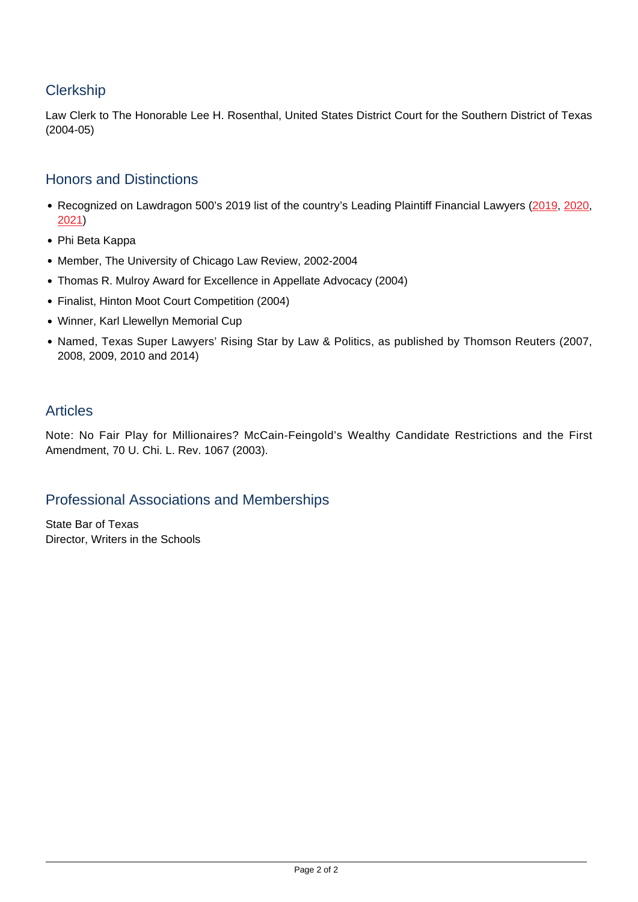## Clerkship

Law Clerk to The Honorable Lee H. Rosenthal, United States District Court for the Southern District of Texas (2004-05)

## Honors and Distinctions

- Recognized on Lawdragon 500's 2019 list of the country's Leading Plaintiff Financial Lawyers (2019, 2020, 2021)
- Phi Beta Kappa
- Member, The University of Chicago Law Review, 2002-2004
- Thomas R. Mulroy Award for Excellence in Appellate Advocacy (2004)
- Finalist, Hinton Moot Court Competition (2004)
- Winner, Karl Llewellyn Memorial Cup
- Named, Texas Super Lawyers' Rising Star by Law & Politics, as published by Thomson Reuters (2007, 2008, 2009, 2010 and 2014)

## Articles

Note: No Fair Play for Millionaires? McCain-Feingold's Wealthy Candidate Restrictions and the First Amendment, 70 U. Chi. L. Rev. 1067 (2003).

## Professional Associations and Memberships

State Bar of Texas
Director, Writers in the Schools